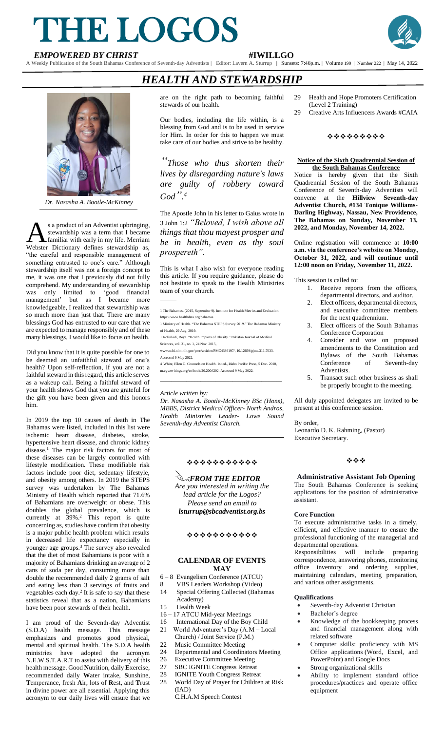# THE LOGOS

***EMPOWERED BY CHRIST*** **#IWILLGO**

A Weekly Publication of the South Bahamas Conference of Seventh-day Adventists | Editor: Lavern A. Sturrup | Sunsets: 7:46p.m. | Volume 190 | Number 222 | May 14, 2022

## *HEALTH AND STEWARDSHIP*

*Dr. Nasasha A. Bootle-McKinney*

As a product of an Adventist upbringing, stewardship was a term that I became familiar with early in my life. Merriam Webster Dictionary defines stewardship as, "the careful and responsible management of something entrusted to one's care." Although stewardship itself was not a foreign concept to me, it was one that I previously did not fully comprehend. My understanding of stewardship was only limited to 'good financial management' but as I became more knowledgeable, I realized that stewardship was so much more than just that. There are many blessings God has entrusted to our care that we are expected to manage responsibly and of these many blessings, I would like to focus on health.

Did you know that it is quite possible for one to be deemed an unfaithful steward of one's health? Upon self-reflection, if you are not a faithful steward in this regard, this article serves as a wakeup call. Being a faithful steward of your health shows God that you are grateful for the gift you have been given and this honors him.

In 2019 the top 10 causes of death in The Bahamas were listed, included in this list were ischemic heart disease, diabetes, stroke, hypertensive heart disease, and chronic kidney disease.[1] The major risk factors for most of these diseases can be largely controlled with lifestyle modification. These modifiable risk factors include poor diet, sedentary lifestyle, and obesity among others. In 2019 the STEPS survey was undertaken by The Bahamas Ministry of Health which reported that 71.6% of Bahamians are overweight or obese. This doubles the global prevalence, which is currently at 39%.[2] This report is quite concerning as, studies have confirm that obesity is a major public health problem which results in decreased life expectancy especially in younger age groups.[3] The survey also revealed that the diet of most Bahamians is poor with a majority of Bahamians drinking an average of 2 cans of soda per day, consuming more than double the recommended daily 2 grams of salt and eating less than 3 servings of fruits and vegetables each day.[2] It is safe to say that these statistics reveal that as a nation, Bahamians have been poor stewards of their health.

I am proud of the Seventh-day Adventist (S.D.A) health message. This message emphasizes and promotes good physical, mental and spiritual health. The S.D.A health ministries have adopted the acronym N.E.W.S.T.A.R.T to assist with delivery of this health message. Good **N**utrition, daily **E**xercise, recommended daily **W**ater intake, **S**unshine, **T**emperance, fresh **A**ir, lots of **R**est, and **T**rust in divine power are all essential. Applying this acronym to our daily lives will ensure that we are on the right path to becoming faithful stewards of our health.

Our bodies, including the life within, is a blessing from God and is to be used in service for Him. In order for this to happen we must take care of our bodies and strive to be healthy.

*"Those who thus shorten their lives by disregarding nature's laws are guilty of robbery toward God".*[4]

The Apostle John in his letter to Gaius wrote in 3 John 1:2 *"Beloved, I wish above all things that thou mayest prosper and be in health, even as thy soul prospereth".*

This is what I also wish for everyone reading this article. If you require guidance, please do not hesitate to speak to the Health Ministries team of your church.

---

1 The Bahamas. (2015, September 9). Institute for Health Metrics and Evaluation. https://www.healthdata.org/bahamas

1 Ministry of Health. "The Bahamas STEPS Survey 2019." The Bahamas Ministry of Health, 29 Aug. 2019.

1 Kelishadi, Roya. "Health Impacts of Obesity." Pakistan Journal of Medical Sciences, vol. 31, no. 1, 24 Nov. 2015, www.ncbi.nlm.nih.gov/pmc/articles/PMC4386197/, 10.12669/pjms.311.7033. Accessed 9 May 2022.

4 White, Ellen G. Counsels on Health. 1st ed., Idaho Pacific Press, 5 Dec. 2010, m.egwwritings.org/en/book/20.200#202. Accessed 9 May 2022.

---

*Article written by:*

*Dr. Nasasha A. Bootle-McKinney BSc (Hons), MBBS, District Medical Officer- North Andros, Health Ministries Leader- Lowe Sound Seventh-day Adventist Church.*

❖❖❖❖❖❖❖❖❖❖❖

***FROM THE EDITOR***

*Are you interested in writing the lead article for the Logos? Please send an email to* ***lsturrup@sbcadventist.org.bs***

❖❖❖❖❖❖❖❖❖❖❖

### CALENDAR OF EVENTS
### MAY

- 6 – 8 Evangelism Conference (ATCU)
- 8 VBS Leaders Workshop (Video)
- 14 Special Offering Collected (Bahamas Academy)
- 15 Health Week
- 16 – 17 ATCU Mid-year Meetings
- 16 International Day of the Boy Child
- 21 World Adventurer's Day (A.M – Local Church) / Joint Service (P.M.)
- 22 Music Committee Meeting
- 24 Departmental and Coordinators Meeting
- 26 Executive Committee Meeting
- 27 SBC IGNITE Congress Retreat
- 28 IGNITE Youth Congress Retreat
- 28 World Day of Prayer for Children at Risk (IAD)
  C.H.A.M Speech Contest
- 29 Health and Hope Promoters Certification (Level 2 Training)
- 29 Creative Arts Influencers Awards #CAIA

❖❖❖❖❖❖❖❖❖

**Notice of the Sixth Quadrennial Session of the South Bahamas Conference**

Notice is hereby given that the Sixth Quadrennial Session of the South Bahamas Conference of Seventh-day Adventists will convene at the **Hillview Seventh-day Adventist Church, #134 Tonique Williams-Darling Highway, Nassau, New Providence, The Bahamas on Sunday, November 13, 2022, and Monday, November 14, 2022.**

Online registration will commence at **10:00 a.m. via the conference's website on Monday, October 31, 2022, and will continue until 12:00 noon on Friday, November 11, 2022.**

This session is called to:

1. Receive reports from the officers, departmental directors, and auditor.
2. Elect officers, departmental directors, and executive committee members for the next quadrennium.
3. Elect officers of the South Bahamas Conference Corporation
4. Consider and vote on proposed amendments to the Constitution and Bylaws of the South Bahamas Conference of Seventh-day Adventists.
5. Transact such other business as shall be properly brought to the meeting.

All duly appointed delegates are invited to be present at this conference session.

By order,
Leonardo D. K. Rahming, (Pastor)
Executive Secretary.

❖❖❖

### Administrative Assistant Job Opening

The South Bahamas Conference is seeking applications for the position of administrative assistant.

**Core Function**

To execute administrative tasks in a timely, efficient, and effective manner to ensure the professional functioning of the managerial and departmental operations.

Responsibilities will include preparing correspondence, answering phones, monitoring office inventory and ordering supplies, maintaining calendars, meeting preparation, and various other assignments.

**Qualifications**

- Seventh-day Adventist Christian
- Bachelor's degree
- Knowledge of the bookkeeping process and financial management along with related software
- Computer skills: proficiency with MS Office applications (Word, Excel, and PowerPoint) and Google Docs
- Strong organizational skills
- Ability to implement standard office procedures/practices and operate office equipment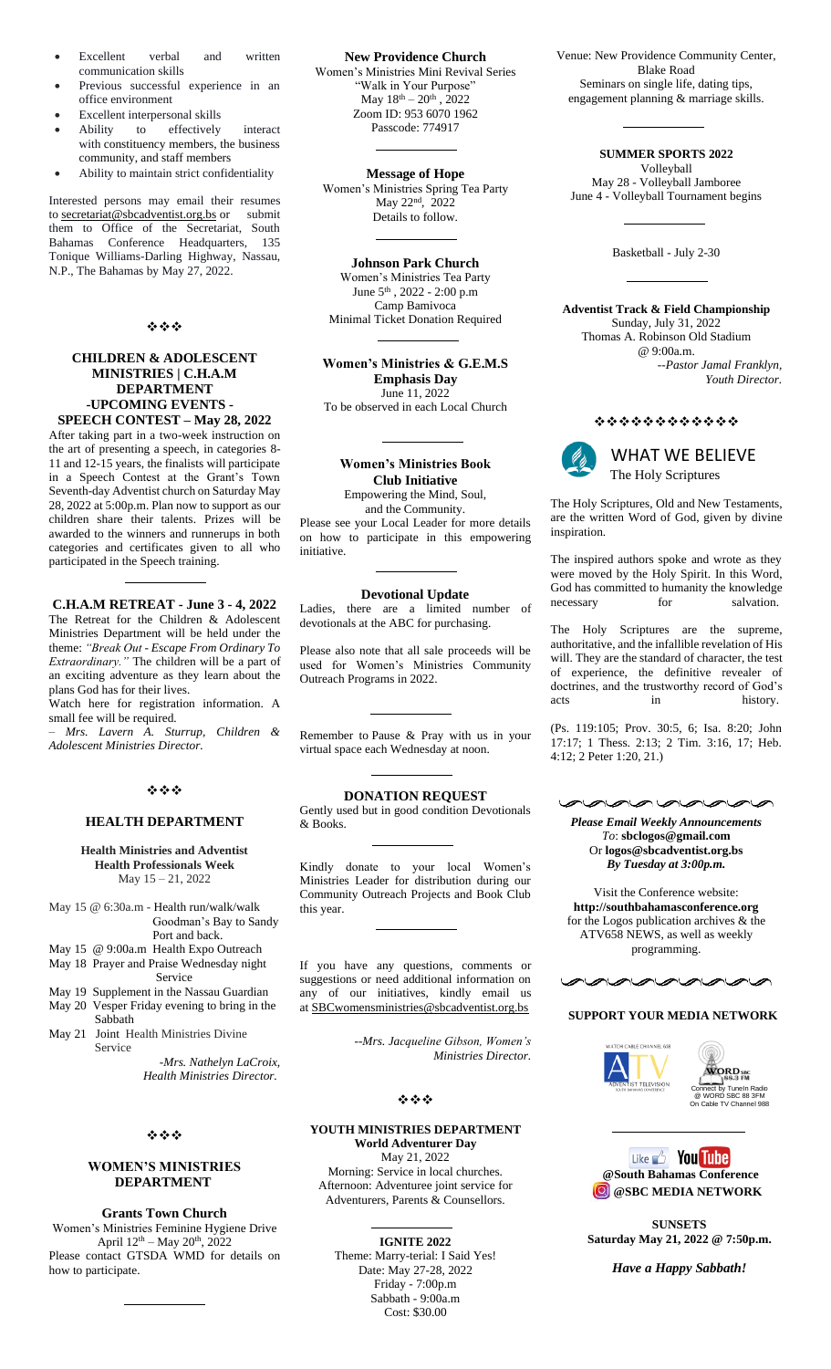- Excellent verbal and written communication skills
- Previous successful experience in an office environment
- Excellent interpersonal skills
- Ability to effectively interact with constituency members, the business community, and staff members
- Ability to maintain strict confidentiality

Interested persons may email their resumes to secretariat@sbcadventist.org.bs or submit them to Office of the Secretariat, South Bahamas Conference Headquarters, 135 Tonique Williams-Darling Highway, Nassau, N.P., The Bahamas by May 27, 2022.

❖❖❖

## CHILDREN & ADOLESCENT MINISTRIES | C.H.A.M DEPARTMENT

### -UPCOMING EVENTS -

### SPEECH CONTEST – May 28, 2022

After taking part in a two-week instruction on the art of presenting a speech, in categories 8-11 and 12-15 years, the finalists will participate in a Speech Contest at the Grant's Town Seventh-day Adventist church on Saturday May 28, 2022 at 5:00p.m. Plan now to support as our children share their talents. Prizes will be awarded to the winners and runnerups in both categories and certificates given to all who participated in the Speech training.

### C.H.A.M RETREAT - June 3 - 4, 2022

The Retreat for the Children & Adolescent Ministries Department will be held under the theme: *"Break Out - Escape From Ordinary To Extraordinary."* The children will be a part of an exciting adventure as they learn about the plans God has for their lives.

Watch here for registration information. A small fee will be required.

*– Mrs. Lavern A. Sturrup, Children & Adolescent Ministries Director.*

❖❖❖

## HEALTH DEPARTMENT

**Health Ministries and Adventist Health Professionals Week**
May 15 – 21, 2022

- May 15 @ 6:30a.m - Health run/walk/walk Goodman's Bay to Sandy Port and back.
- May 15 @ 9:00a.m Health Expo Outreach
- May 18 Prayer and Praise Wednesday night Service
- May 19 Supplement in the Nassau Guardian
- May 20 Vesper Friday evening to bring in the Sabbath
- May 21 Joint Health Ministries Divine Service

*-Mrs. Nathelyn LaCroix, Health Ministries Director.*

❖❖❖

## WOMEN'S MINISTRIES DEPARTMENT

**Grants Town Church**
Women's Ministries Feminine Hygiene Drive
April 12th – May 20th, 2022
Please contact GTSDA WMD for details on how to participate.

**New Providence Church**
Women's Ministries Mini Revival Series
"Walk in Your Purpose"
May 18th – 20th, 2022
Zoom ID: 953 6070 1962
Passcode: 774917

**Message of Hope**
Women's Ministries Spring Tea Party
May 22nd, 2022
Details to follow.

**Johnson Park Church**
Women's Ministries Tea Party
June 5th, 2022 - 2:00 p.m
Camp Bamivoca
Minimal Ticket Donation Required

**Women's Ministries & G.E.M.S Emphasis Day**
June 11, 2022
To be observed in each Local Church

**Women's Ministries Book Club Initiative**
Empowering the Mind, Soul, and the Community.
Please see your Local Leader for more details on how to participate in this empowering initiative.

**Devotional Update**
Ladies, there are a limited number of devotionals at the ABC for purchasing.

Please also note that all sale proceeds will be used for Women's Ministries Community Outreach Programs in 2022.

Remember to Pause & Pray with us in your virtual space each Wednesday at noon.

**DONATION REQUEST**
Gently used but in good condition Devotionals & Books.

Kindly donate to your local Women's Ministries Leader for distribution during our Community Outreach Projects and Book Club this year.

If you have any questions, comments or suggestions or need additional information on any of our initiatives, kindly email us at SBCwomensministries@sbcadventist.org.bs

*--Mrs. Jacqueline Gibson, Women's Ministries Director.*

❖❖❖

## YOUTH MINISTRIES DEPARTMENT

**World Adventurer Day**
May 21, 2022
Morning: Service in local churches.
Afternoon: Adventuree joint service for Adventurers, Parents & Counsellors.

**IGNITE 2022**
Theme: Marry-terial: I Said Yes!
Date: May 27-28, 2022
Friday - 7:00p.m
Sabbath - 9:00a.m
Cost: $30.00
Venue: New Providence Community Center, Blake Road
Seminars on single life, dating tips, engagement planning & marriage skills.

**SUMMER SPORTS 2022**
Volleyball
May 28 - Volleyball Jamboree
June 4 - Volleyball Tournament begins

Basketball - July 2-30

**Adventist Track & Field Championship**
Sunday, July 31, 2022
Thomas A. Robinson Old Stadium
@ 9:00a.m.

*--Pastor Jamal Franklyn, Youth Director.*

❖❖❖❖❖❖❖❖❖❖❖❖

## WHAT WE BELIEVE

The Holy Scriptures

The Holy Scriptures, Old and New Testaments, are the written Word of God, given by divine inspiration.

The inspired authors spoke and wrote as they were moved by the Holy Spirit. In this Word, God has committed to humanity the knowledge necessary for salvation.

The Holy Scriptures are the supreme, authoritative, and the infallible revelation of His will. They are the standard of character, the test of experience, the definitive revealer of doctrines, and the trustworthy record of God's acts in history.

(Ps. 119:105; Prov. 30:5, 6; Isa. 8:20; John 17:17; 1 Thess. 2:13; 2 Tim. 3:16, 17; Heb. 4:12; 2 Peter 1:20, 21.)

***Please Email Weekly Announcements***
*To*: **sbclogos@gmail.com**
Or **logos@sbcadventist.org.bs**
***By Tuesday at 3:00p.m.***

Visit the Conference website:
**http://southbahamasconference.org**
for the Logos publication archives & the ATV658 NEWS, as well as weekly programming.

**SUPPORT YOUR MEDIA NETWORK**

WATCH CABLE CHANNEL 658
ADVENTIST TELEVISION

WORD SBC 88.3 FM
Connect by TuneIn Radio @ WORD SBC 88.3FM
On Cable TV Channel 988

Like YouTube
**@South Bahamas Conference**
**@SBC MEDIA NETWORK**

**SUNSETS**
**Saturday May 21, 2022 @ 7:50p.m.**

***Have a Happy Sabbath!***